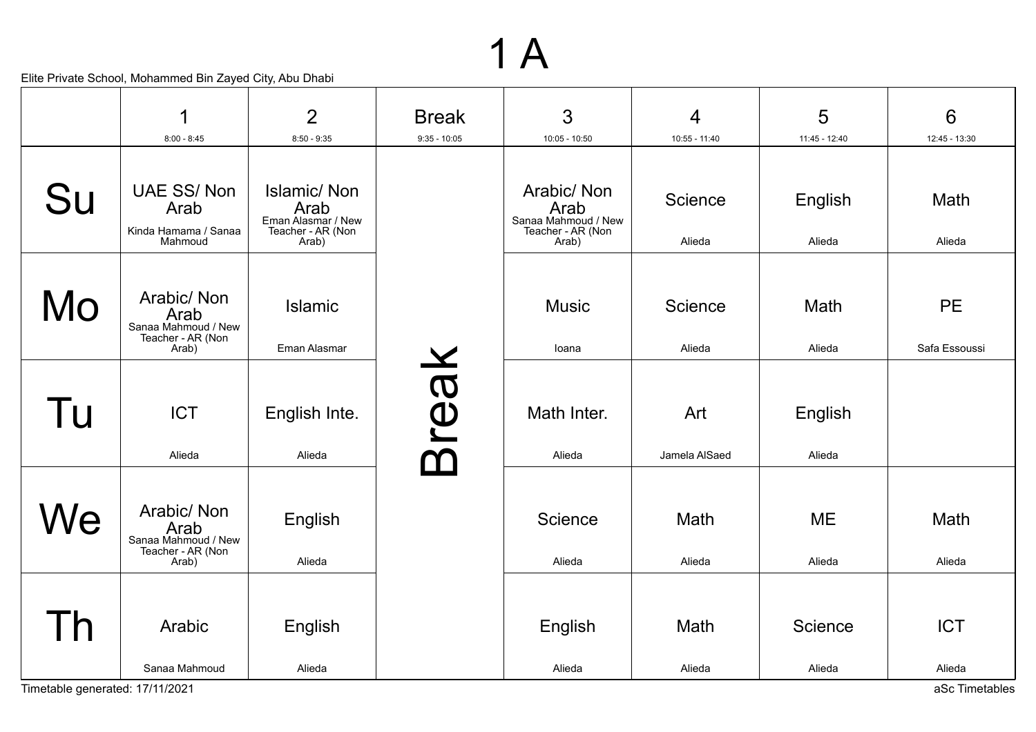# 1 A

Elite Private School, Mohammed Bin Zayed City, Abu Dhabi

| | 1<br>8:00 - 8:45 | 2<br>8:50 - 9:35 | Break<br>9:35 - 10:05 | 3<br>10:05 - 10:50 | 4<br>10:55 - 11:40 | 5<br>11:45 - 12:40 | 6<br>12:45 - 13:30 |
|---|---|---|---|---|---|---|---|
| Su | UAE SS/ Non Arab<br>Kinda Hamama / Sanaa Mahmoud | Islamic/ Non Arab<br>Eman Alasmar / New Teacher - AR (Non Arab) | Break | Arabic/ Non Arab<br>Sanaa Mahmoud / New Teacher - AR (Non Arab) | Science<br>Alieda | English<br>Alieda | Math<br>Alieda |
| Mo | Arabic/ Non Arab<br>Sanaa Mahmoud / New Teacher - AR (Non Arab) | Islamic<br>Eman Alasmar | Break | Music<br>Ioana | Science<br>Alieda | Math<br>Alieda | PE<br>Safa Essoussi |
| Tu | ICT<br>Alieda | English Inte.<br>Alieda | Break | Math Inter.<br>Alieda | Art<br>Jamela AlSaed | English<br>Alieda | |
| We | Arabic/ Non Arab<br>Sanaa Mahmoud / New Teacher - AR (Non Arab) | English<br>Alieda | Break | Science<br>Alieda | Math<br>Alieda | ME<br>Alieda | Math<br>Alieda |
| Th | Arabic<br>Sanaa Mahmoud | English<br>Alieda | Break | English<br>Alieda | Math<br>Alieda | Science<br>Alieda | ICT<br>Alieda |

Timetable generated: 17/11/2021

aSc Timetables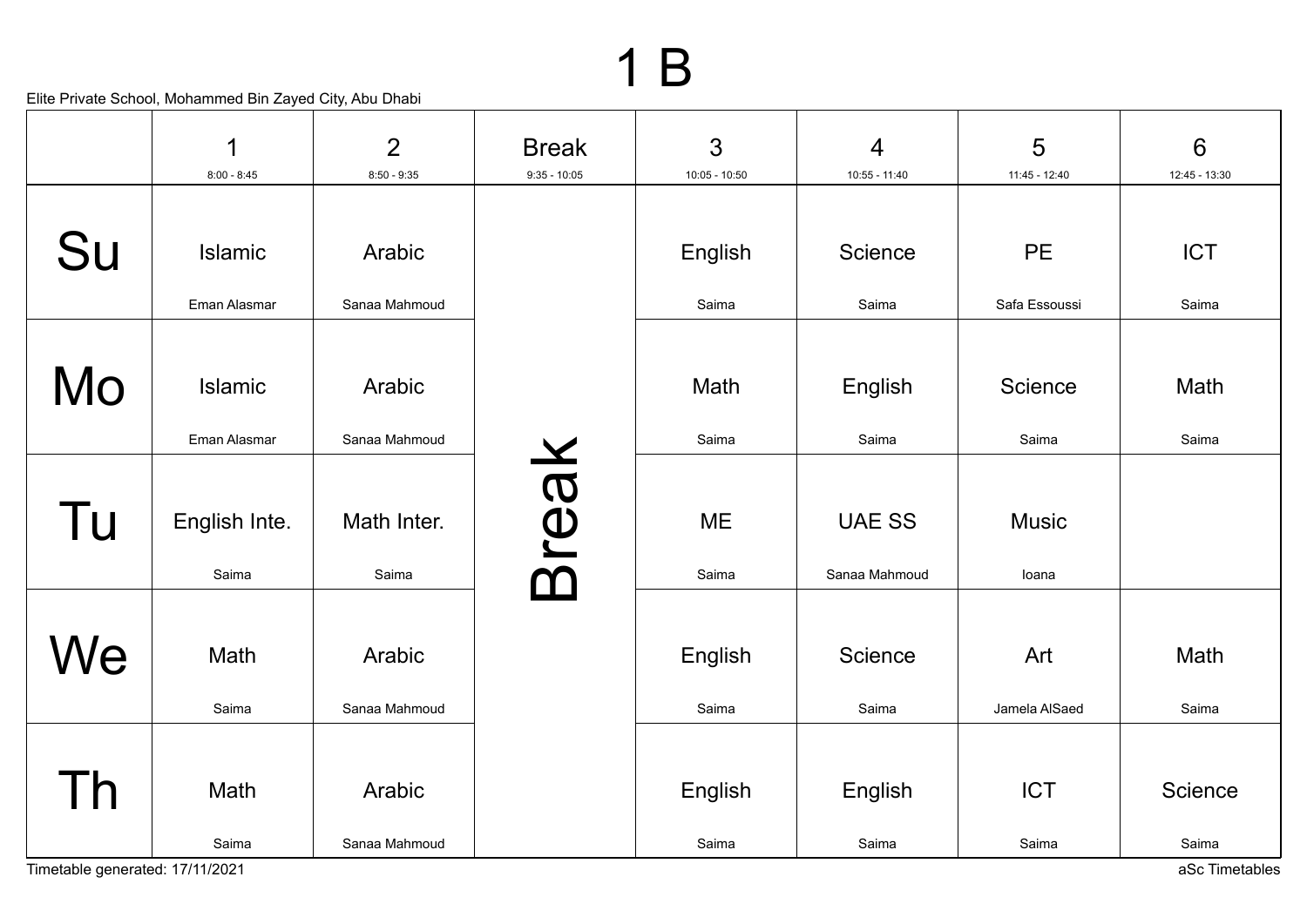# 1 B

Elite Private School, Mohammed Bin Zayed City, Abu Dhabi

| | 1<br>8:00 - 8:45 | 2<br>8:50 - 9:35 | Break<br>9:35 - 10:05 | 3<br>10:05 - 10:50 | 4<br>10:55 - 11:40 | 5<br>11:45 - 12:40 | 6<br>12:45 - 13:30 |
|---|---|---|---|---|---|---|---|
| Su | Islamic<br>Eman Alasmar | Arabic<br>Sanaa Mahmoud | Break | English<br>Saima | Science<br>Saima | PE<br>Safa Essoussi | ICT<br>Saima |
| Mo | Islamic<br>Eman Alasmar | Arabic<br>Sanaa Mahmoud | Break | Math<br>Saima | English<br>Saima | Science<br>Saima | Math<br>Saima |
| Tu | English Inte.<br>Saima | Math Inter.<br>Saima | Break | ME<br>Saima | UAE SS<br>Sanaa Mahmoud | Music<br>Ioana | |
| We | Math<br>Saima | Arabic<br>Sanaa Mahmoud | Break | English<br>Saima | Science<br>Saima | Art<br>Jamela AlSaed | Math<br>Saima |
| Th | Math<br>Saima | Arabic<br>Sanaa Mahmoud | Break | English<br>Saima | English<br>Saima | ICT<br>Saima | Science<br>Saima |

Timetable generated: 17/11/2021

aSc Timetables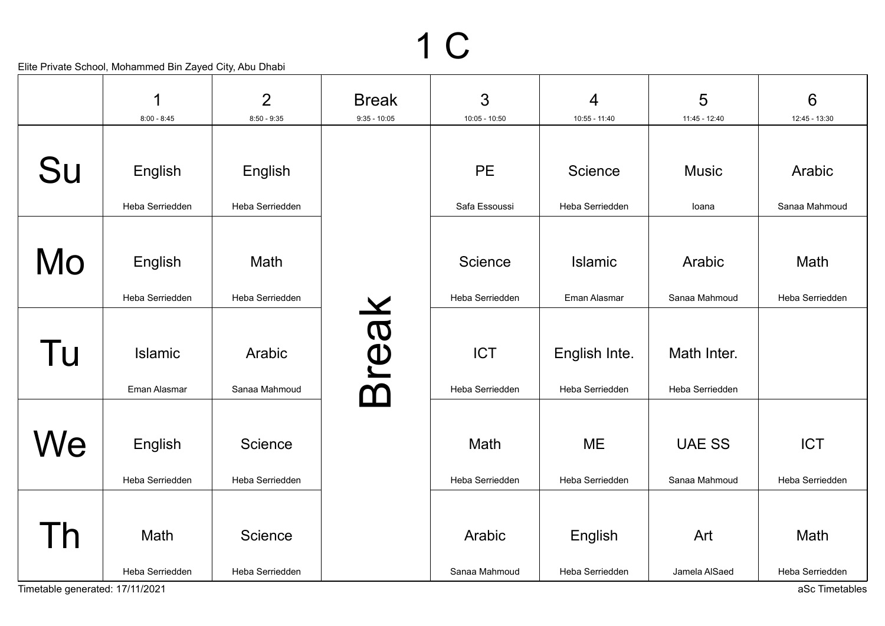# 1 C

Elite Private School, Mohammed Bin Zayed City, Abu Dhabi

| | 1<br>8:00 - 8:45 | 2<br>8:50 - 9:35 | Break<br>9:35 - 10:05 | 3<br>10:05 - 10:50 | 4<br>10:55 - 11:40 | 5<br>11:45 - 12:40 | 6<br>12:45 - 13:30 |
|---|---|---|---|---|---|---|---|
| Su | English<br>Heba Serriedden | English<br>Heba Serriedden | Break | PE<br>Safa Essoussi | Science<br>Heba Serriedden | Music<br>Ioana | Arabic<br>Sanaa Mahmoud |
| Mo | English<br>Heba Serriedden | Math<br>Heba Serriedden | | Science<br>Heba Serriedden | Islamic<br>Eman Alasmar | Arabic<br>Sanaa Mahmoud | Math<br>Heba Serriedden |
| Tu | Islamic<br>Eman Alasmar | Arabic<br>Sanaa Mahmoud | | ICT<br>Heba Serriedden | English Inte.<br>Heba Serriedden | Math Inter.<br>Heba Serriedden | |
| We | English<br>Heba Serriedden | Science<br>Heba Serriedden | | Math<br>Heba Serriedden | ME<br>Heba Serriedden | UAE SS<br>Sanaa Mahmoud | ICT<br>Heba Serriedden |
| Th | Math<br>Heba Serriedden | Science<br>Heba Serriedden | | Arabic<br>Sanaa Mahmoud | English<br>Heba Serriedden | Art<br>Jamela AlSaed | Math<br>Heba Serriedden |

Timetable generated: 17/11/2021

aSc Timetables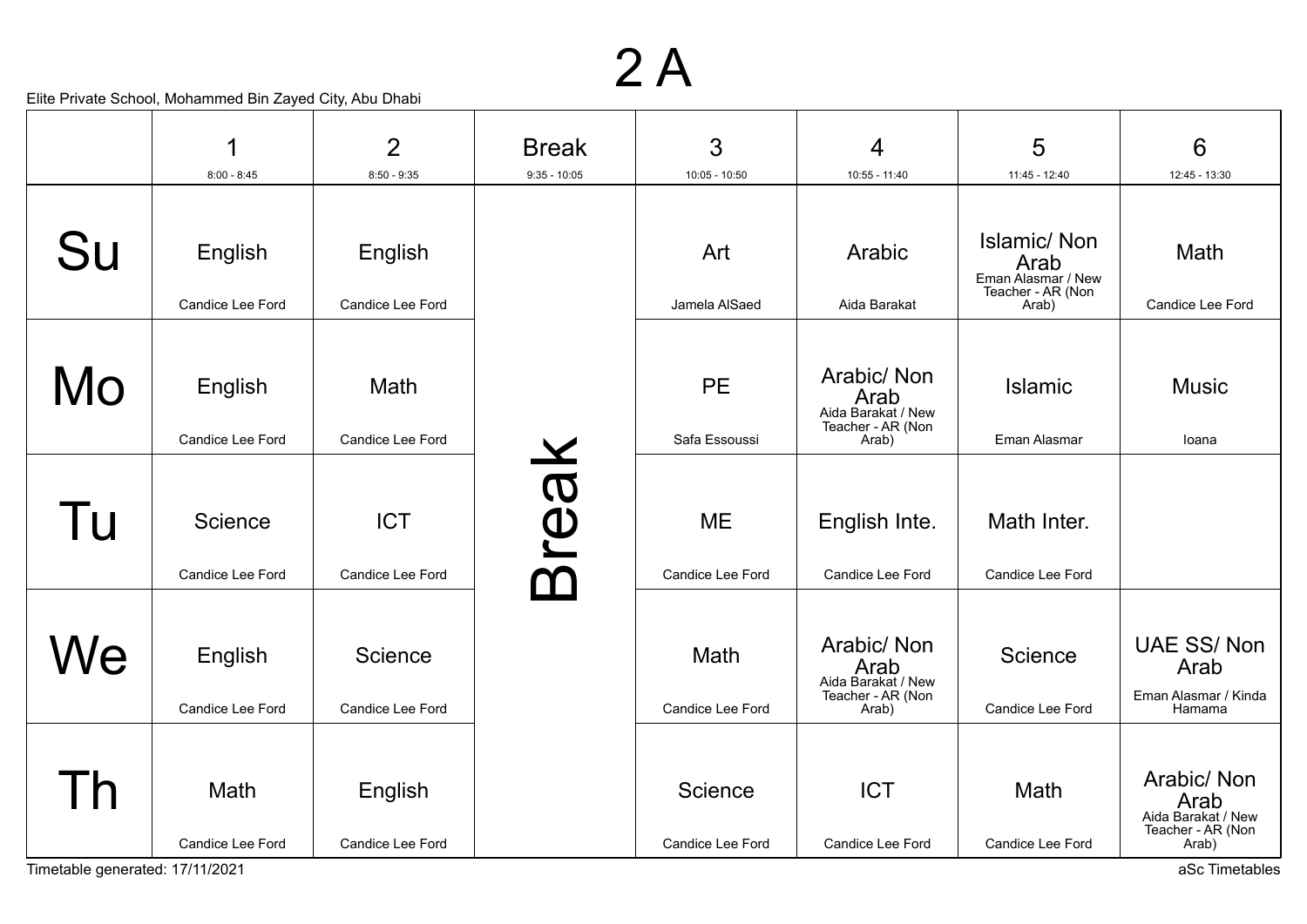# 2 A

Elite Private School, Mohammed Bin Zayed City, Abu Dhabi

| | 1<br>8:00 - 8:45 | 2<br>8:50 - 9:35 | Break<br>9:35 - 10:05 | 3<br>10:05 - 10:50 | 4<br>10:55 - 11:40 | 5<br>11:45 - 12:40 | 6<br>12:45 - 13:30 |
|---|---|---|---|---|---|---|---|
| Su | English<br>Candice Lee Ford | English<br>Candice Lee Ford | Break | Art<br>Jamela AlSaed | Arabic<br>Aida Barakat | Islamic/ Non Arab<br>Eman Alasmar / New Teacher - AR (Non Arab) | Math<br>Candice Lee Ford |
| Mo | English<br>Candice Lee Ford | Math<br>Candice Lee Ford | Break | PE<br>Safa Essoussi | Arabic/ Non Arab<br>Aida Barakat / New Teacher - AR (Non Arab) | Islamic<br>Eman Alasmar | Music<br>Ioana |
| Tu | Science<br>Candice Lee Ford | ICT<br>Candice Lee Ford | Break | ME<br>Candice Lee Ford | English Inte.<br>Candice Lee Ford | Math Inter.<br>Candice Lee Ford | |
| We | English<br>Candice Lee Ford | Science<br>Candice Lee Ford | Break | Math<br>Candice Lee Ford | Arabic/ Non Arab<br>Aida Barakat / New Teacher - AR (Non Arab) | Science<br>Candice Lee Ford | UAE SS/ Non Arab<br>Eman Alasmar / Kinda Hamama |
| Th | Math<br>Candice Lee Ford | English<br>Candice Lee Ford | Break | Science<br>Candice Lee Ford | ICT<br>Candice Lee Ford | Math<br>Candice Lee Ford | Arabic/ Non Arab<br>Aida Barakat / New Teacher - AR (Non Arab) |

Timetable generated: 17/11/2021

aSc Timetables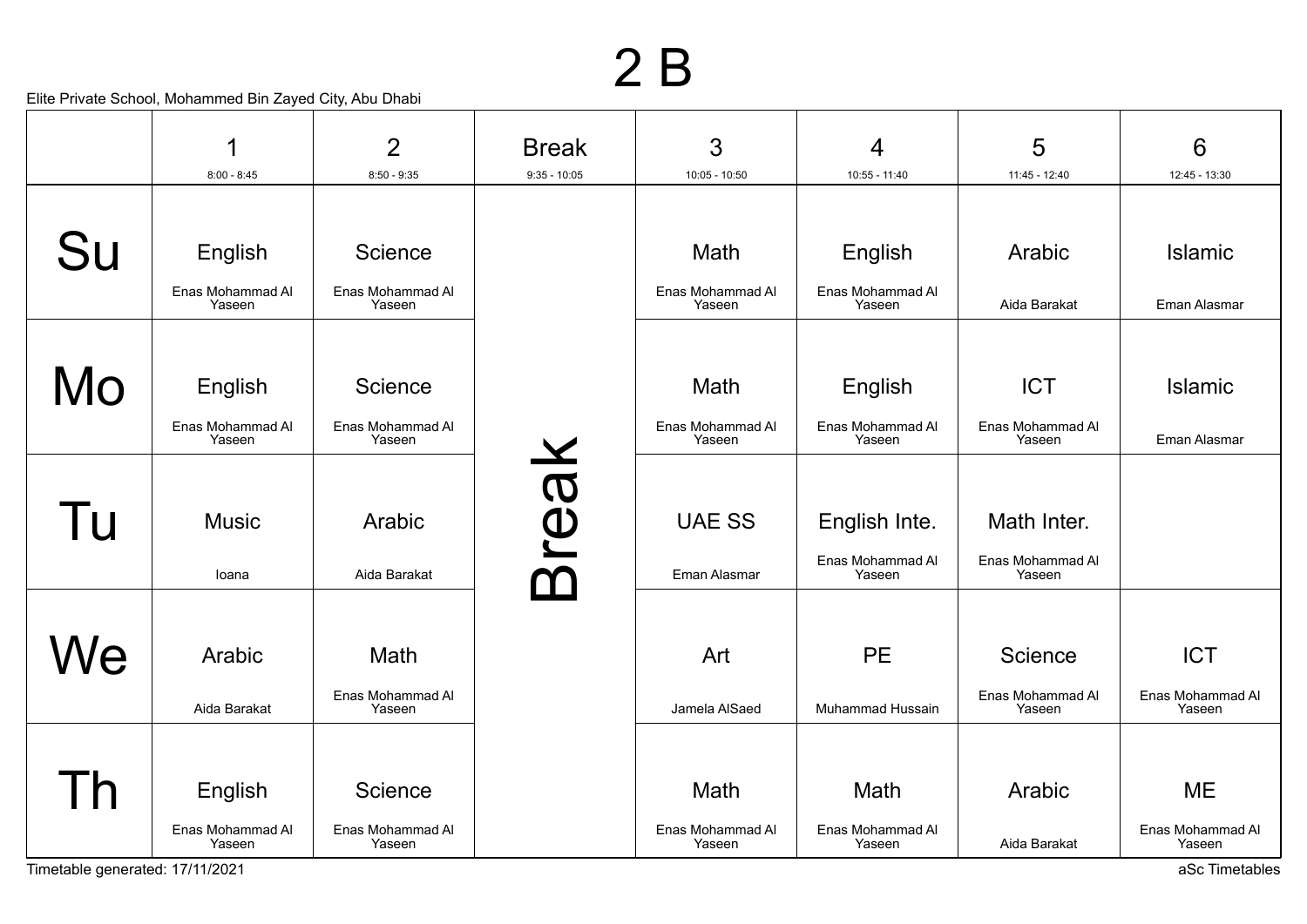# 2 B

Elite Private School, Mohammed Bin Zayed City, Abu Dhabi

| | 1<br>8:00 - 8:45 | 2<br>8:50 - 9:35 | Break<br>9:35 - 10:05 | 3<br>10:05 - 10:50 | 4<br>10:55 - 11:40 | 5<br>11:45 - 12:40 | 6<br>12:45 - 13:30 |
|---|---|---|---|---|---|---|---|
| Su | English<br>Enas Mohammad Al Yaseen | Science<br>Enas Mohammad Al Yaseen | Break | Math<br>Enas Mohammad Al Yaseen | English<br>Enas Mohammad Al Yaseen | Arabic<br>Aida Barakat | Islamic<br>Eman Alasmar |
| Mo | English<br>Enas Mohammad Al Yaseen | Science<br>Enas Mohammad Al Yaseen | | Math<br>Enas Mohammad Al Yaseen | English<br>Enas Mohammad Al Yaseen | ICT<br>Enas Mohammad Al Yaseen | Islamic<br>Eman Alasmar |
| Tu | Music<br>Ioana | Arabic<br>Aida Barakat | | UAE SS<br>Eman Alasmar | English Inte.<br>Enas Mohammad Al Yaseen | Math Inter.<br>Enas Mohammad Al Yaseen | |
| We | Arabic<br>Aida Barakat | Math<br>Enas Mohammad Al Yaseen | | Art<br>Jamela AlSaed | PE<br>Muhammad Hussain | Science<br>Enas Mohammad Al Yaseen | ICT<br>Enas Mohammad Al Yaseen |
| Th | English<br>Enas Mohammad Al Yaseen | Science<br>Enas Mohammad Al Yaseen | | Math<br>Enas Mohammad Al Yaseen | Math<br>Enas Mohammad Al Yaseen | Arabic<br>Aida Barakat | ME<br>Enas Mohammad Al Yaseen |

Timetable generated: 17/11/2021

aSc Timetables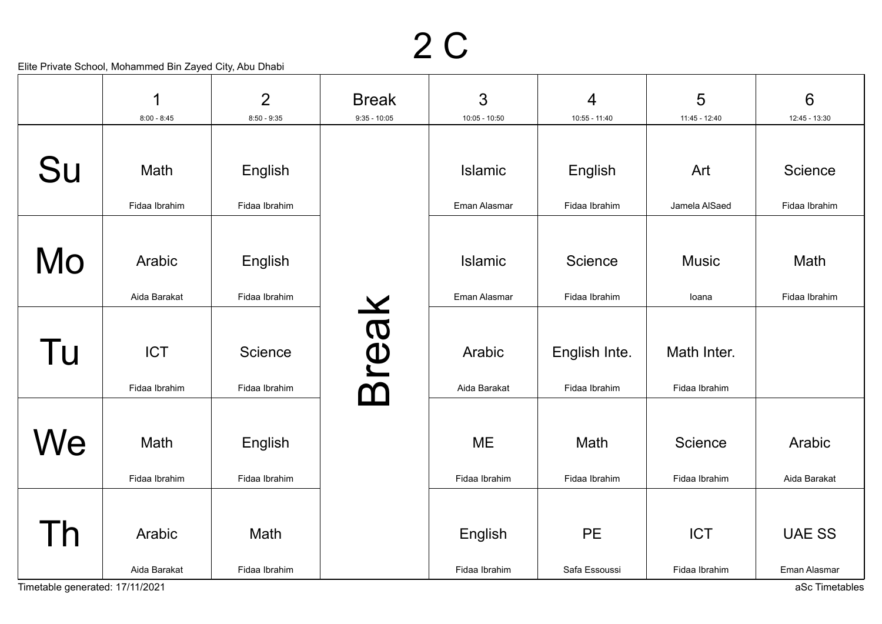# 2 C

Elite Private School, Mohammed Bin Zayed City, Abu Dhabi

| | 1<br>8:00 - 8:45 | 2<br>8:50 - 9:35 | Break<br>9:35 - 10:05 | 3<br>10:05 - 10:50 | 4<br>10:55 - 11:40 | 5<br>11:45 - 12:40 | 6<br>12:45 - 13:30 |
|---|---|---|---|---|---|---|---|
| Su | Math<br>Fidaa Ibrahim | English<br>Fidaa Ibrahim | Break | Islamic<br>Eman Alasmar | English<br>Fidaa Ibrahim | Art<br>Jamela AlSaed | Science<br>Fidaa Ibrahim |
| Mo | Arabic<br>Aida Barakat | English<br>Fidaa Ibrahim | | Islamic<br>Eman Alasmar | Science<br>Fidaa Ibrahim | Music<br>Ioana | Math<br>Fidaa Ibrahim |
| Tu | ICT<br>Fidaa Ibrahim | Science<br>Fidaa Ibrahim | | Arabic<br>Aida Barakat | English Inte.<br>Fidaa Ibrahim | Math Inter.<br>Fidaa Ibrahim | |
| We | Math<br>Fidaa Ibrahim | English<br>Fidaa Ibrahim | | ME<br>Fidaa Ibrahim | Math<br>Fidaa Ibrahim | Science<br>Fidaa Ibrahim | Arabic<br>Aida Barakat |
| Th | Arabic<br>Aida Barakat | Math<br>Fidaa Ibrahim | | English<br>Fidaa Ibrahim | PE<br>Safa Essoussi | ICT<br>Fidaa Ibrahim | UAE SS<br>Eman Alasmar |

Timetable generated: 17/11/2021

aSc Timetables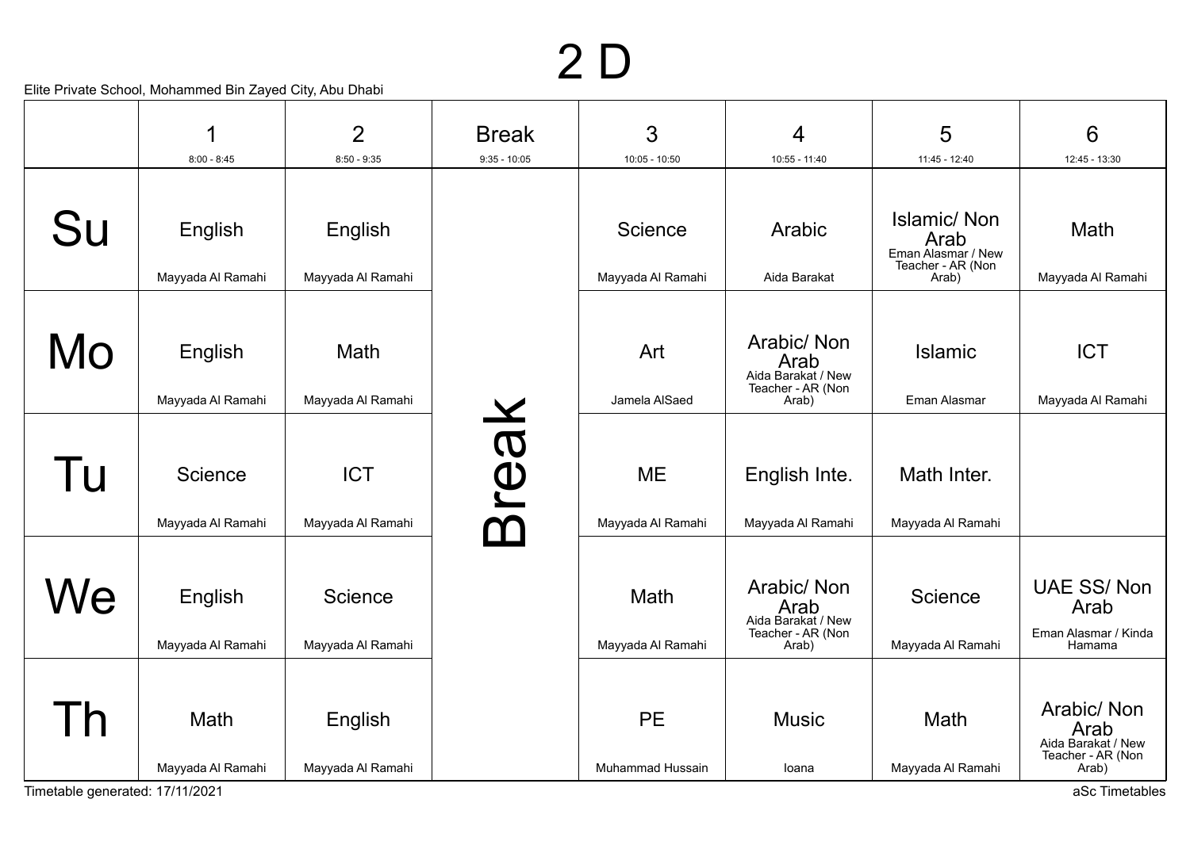# 2 D

Elite Private School, Mohammed Bin Zayed City, Abu Dhabi

| | 1<br>8:00 - 8:45 | 2<br>8:50 - 9:35 | Break<br>9:35 - 10:05 | 3<br>10:05 - 10:50 | 4<br>10:55 - 11:40 | 5<br>11:45 - 12:40 | 6<br>12:45 - 13:30 |
|---|---|---|---|---|---|---|---|
| Su | English<br>Mayyada Al Ramahi | English<br>Mayyada Al Ramahi | Break | Science<br>Mayyada Al Ramahi | Arabic<br>Aida Barakat | Islamic/ Non Arab<br>Eman Alasmar / New Teacher - AR (Non Arab) | Math<br>Mayyada Al Ramahi |
| Mo | English<br>Mayyada Al Ramahi | Math<br>Mayyada Al Ramahi | Break | Art<br>Jamela AlSaed | Arabic/ Non Arab<br>Aida Barakat / New Teacher - AR (Non Arab) | Islamic<br>Eman Alasmar | ICT<br>Mayyada Al Ramahi |
| Tu | Science<br>Mayyada Al Ramahi | ICT<br>Mayyada Al Ramahi | Break | ME<br>Mayyada Al Ramahi | English Inte.<br>Mayyada Al Ramahi | Math Inter.<br>Mayyada Al Ramahi | |
| We | English<br>Mayyada Al Ramahi | Science<br>Mayyada Al Ramahi | Break | Math<br>Mayyada Al Ramahi | Arabic/ Non Arab<br>Aida Barakat / New Teacher - AR (Non Arab) | Science<br>Mayyada Al Ramahi | UAE SS/ Non Arab<br>Eman Alasmar / Kinda Hamama |
| Th | Math<br>Mayyada Al Ramahi | English<br>Mayyada Al Ramahi | Break | PE<br>Muhammad Hussain | Music<br>Ioana | Math<br>Mayyada Al Ramahi | Arabic/ Non Arab<br>Aida Barakat / New Teacher - AR (Non Arab) |

Timetable generated: 17/11/2021

aSc Timetables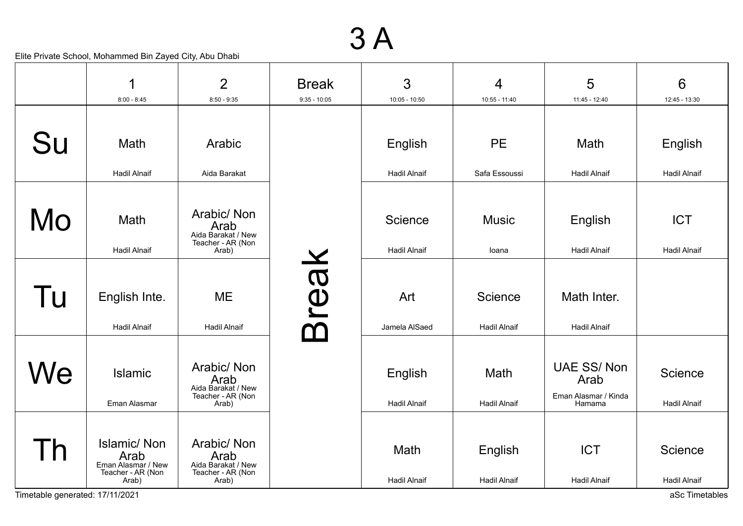# 3 A

Elite Private School, Mohammed Bin Zayed City, Abu Dhabi

| | 1<br>8:00 - 8:45 | 2<br>8:50 - 9:35 | Break<br>9:35 - 10:05 | 3<br>10:05 - 10:50 | 4<br>10:55 - 11:40 | 5<br>11:45 - 12:40 | 6<br>12:45 - 13:30 |
|---|---|---|---|---|---|---|---|
| Su | Math<br>Hadil Alnaif | Arabic<br>Aida Barakat | Break | English<br>Hadil Alnaif | PE<br>Safa Essoussi | Math<br>Hadil Alnaif | English<br>Hadil Alnaif |
| Mo | Math<br>Hadil Alnaif | Arabic/ Non Arab<br>Aida Barakat / New Teacher - AR (Non Arab) | Break | Science<br>Hadil Alnaif | Music<br>Ioana | English<br>Hadil Alnaif | ICT<br>Hadil Alnaif |
| Tu | English Inte.<br>Hadil Alnaif | ME<br>Hadil Alnaif | Break | Art<br>Jamela AlSaed | Science<br>Hadil Alnaif | Math Inter.<br>Hadil Alnaif | |
| We | Islamic<br>Eman Alasmar | Arabic/ Non Arab<br>Aida Barakat / New Teacher - AR (Non Arab) | Break | English<br>Hadil Alnaif | Math<br>Hadil Alnaif | UAE SS/ Non Arab<br>Eman Alasmar / Kinda Hamama | Science<br>Hadil Alnaif |
| Th | Islamic/ Non Arab<br>Eman Alasmar / New Teacher - AR (Non Arab) | Arabic/ Non Arab<br>Aida Barakat / New Teacher - AR (Non Arab) | Break | Math<br>Hadil Alnaif | English<br>Hadil Alnaif | ICT<br>Hadil Alnaif | Science<br>Hadil Alnaif |

Timetable generated: 17/11/2021

aSc Timetables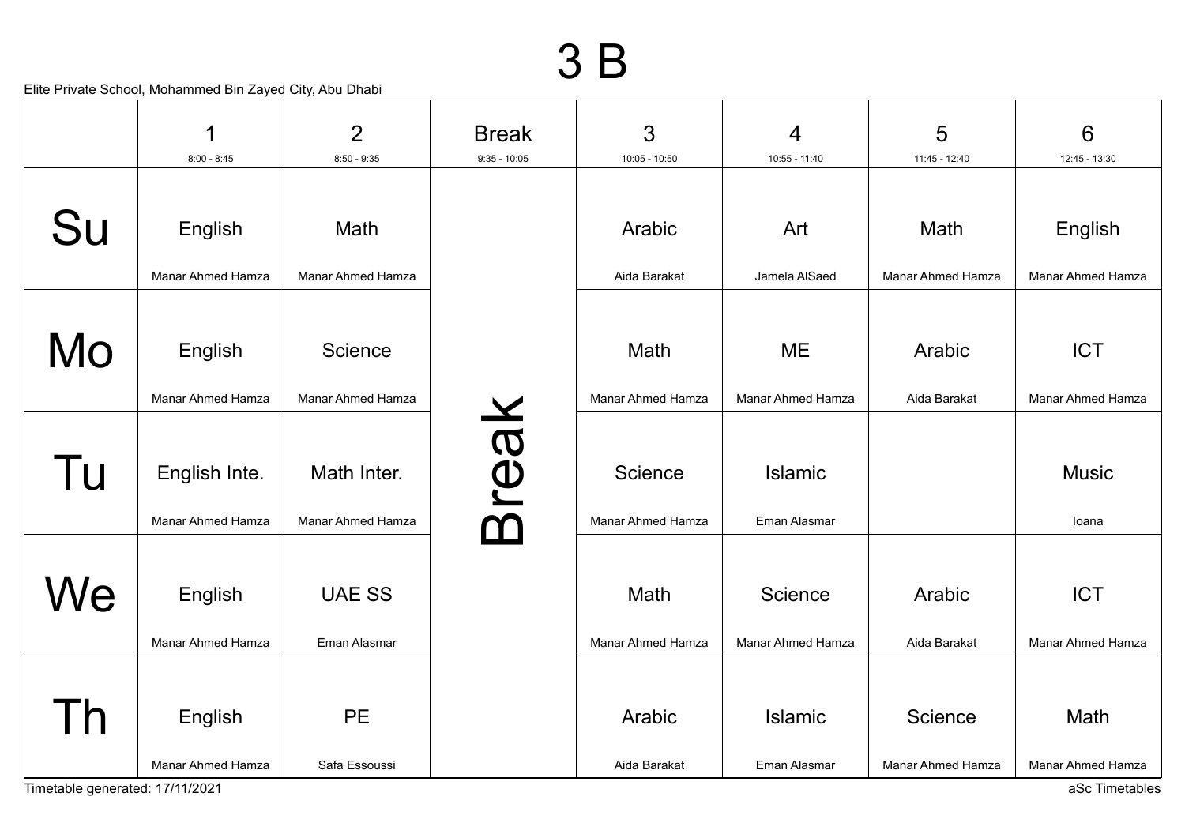# 3 B

Elite Private School, Mohammed Bin Zayed City, Abu Dhabi

| | 1<br>8:00 - 8:45 | 2<br>8:50 - 9:35 | Break<br>9:35 - 10:05 | 3<br>10:05 - 10:50 | 4<br>10:55 - 11:40 | 5<br>11:45 - 12:40 | 6<br>12:45 - 13:30 |
|---|---|---|---|---|---|---|---|
| Su | English<br>Manar Ahmed Hamza | Math<br>Manar Ahmed Hamza | Break | Arabic<br>Aida Barakat | Art<br>Jamela AlSaed | Math<br>Manar Ahmed Hamza | English<br>Manar Ahmed Hamza |
| Mo | English<br>Manar Ahmed Hamza | Science<br>Manar Ahmed Hamza | Break | Math<br>Manar Ahmed Hamza | ME<br>Manar Ahmed Hamza | Arabic<br>Aida Barakat | ICT<br>Manar Ahmed Hamza |
| Tu | English Inte.<br>Manar Ahmed Hamza | Math Inter.<br>Manar Ahmed Hamza | Break | Science<br>Manar Ahmed Hamza | Islamic<br>Eman Alasmar | | Music<br>Ioana |
| We | English<br>Manar Ahmed Hamza | UAE SS<br>Eman Alasmar | Break | Math<br>Manar Ahmed Hamza | Science<br>Manar Ahmed Hamza | Arabic<br>Aida Barakat | ICT<br>Manar Ahmed Hamza |
| Th | English<br>Manar Ahmed Hamza | PE<br>Safa Essoussi | Break | Arabic<br>Aida Barakat | Islamic<br>Eman Alasmar | Science<br>Manar Ahmed Hamza | Math<br>Manar Ahmed Hamza |

Timetable generated: 17/11/2021

aSc Timetables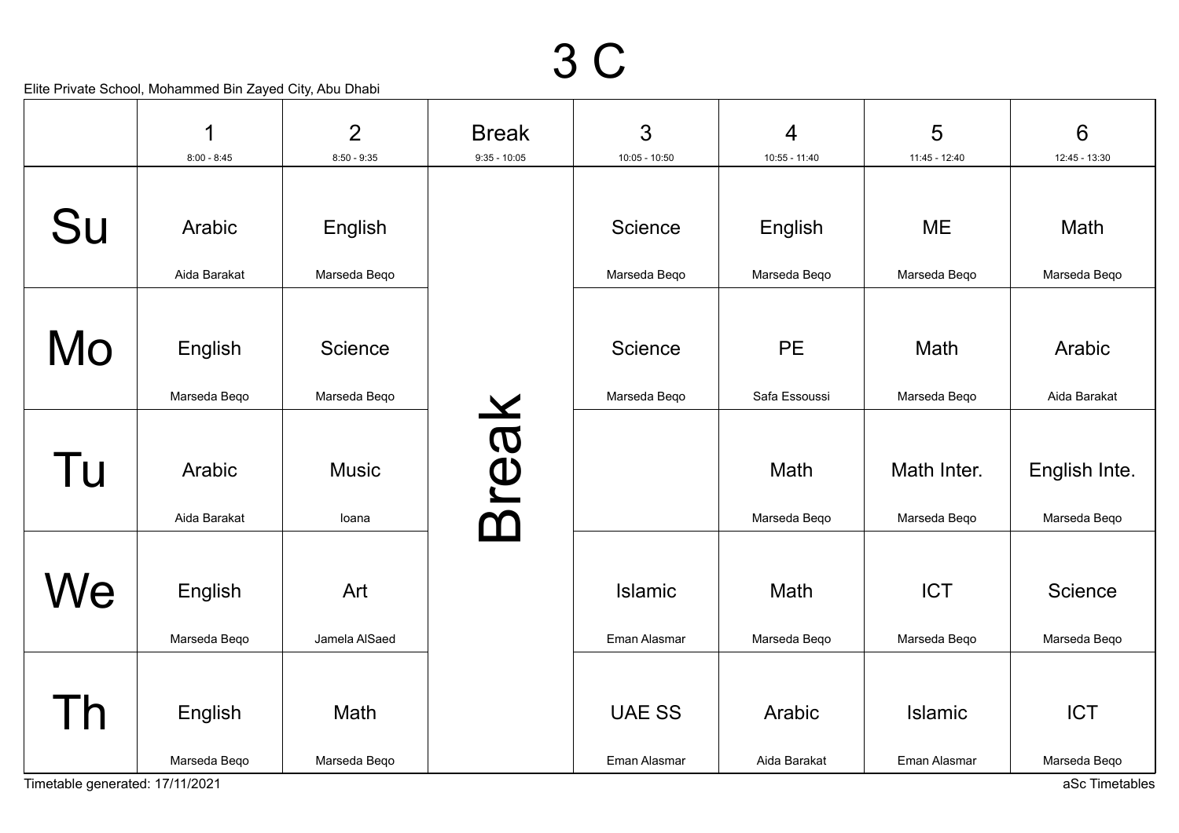# 3 C

Elite Private School, Mohammed Bin Zayed City, Abu Dhabi

| | 1<br>8:00 - 8:45 | 2<br>8:50 - 9:35 | Break<br>9:35 - 10:05 | 3<br>10:05 - 10:50 | 4<br>10:55 - 11:40 | 5<br>11:45 - 12:40 | 6<br>12:45 - 13:30 |
|---|---|---|---|---|---|---|---|
| Su | Arabic<br>Aida Barakat | English<br>Marseda Beqo | Break | Science<br>Marseda Beqo | English<br>Marseda Beqo | ME<br>Marseda Beqo | Math<br>Marseda Beqo |
| Mo | English<br>Marseda Beqo | Science<br>Marseda Beqo | Break | Science<br>Marseda Beqo | PE<br>Safa Essoussi | Math<br>Marseda Beqo | Arabic<br>Aida Barakat |
| Tu | Arabic<br>Aida Barakat | Music<br>Ioana | Break | | Math<br>Marseda Beqo | Math Inter.<br>Marseda Beqo | English Inte.<br>Marseda Beqo |
| We | English<br>Marseda Beqo | Art<br>Jamela AlSaed | Break | Islamic<br>Eman Alasmar | Math<br>Marseda Beqo | ICT<br>Marseda Beqo | Science<br>Marseda Beqo |
| Th | English<br>Marseda Beqo | Math<br>Marseda Beqo | Break | UAE SS<br>Eman Alasmar | Arabic<br>Aida Barakat | Islamic<br>Eman Alasmar | ICT<br>Marseda Beqo |

Timetable generated: 17/11/2021

aSc Timetables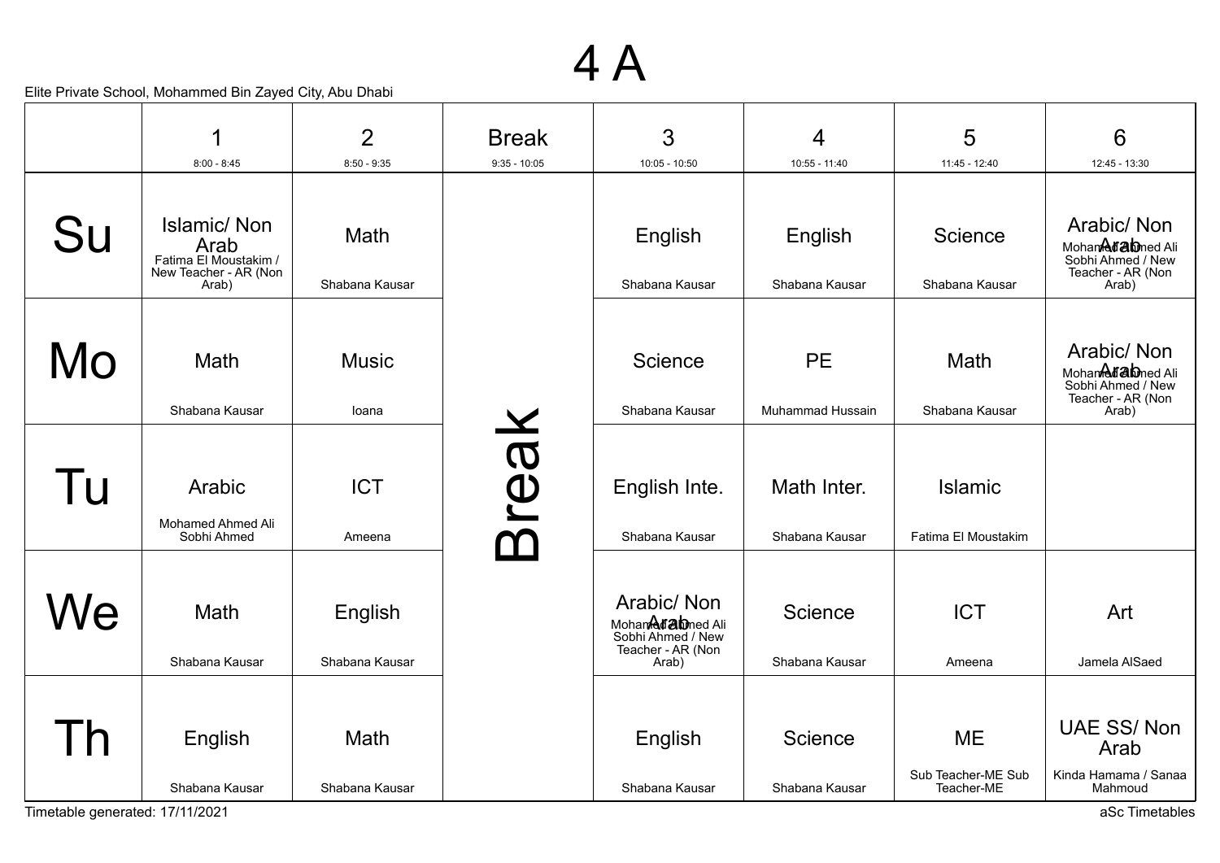# 4 A

Elite Private School, Mohammed Bin Zayed City, Abu Dhabi

| | 1<br>8:00 - 8:45 | 2<br>8:50 - 9:35 | Break<br>9:35 - 10:05 | 3<br>10:05 - 10:50 | 4<br>10:55 - 11:40 | 5<br>11:45 - 12:40 | 6<br>12:45 - 13:30 |
|---|---|---|---|---|---|---|---|
| Su | Islamic/ Non Arab<br>Fatima El Moustakim / New Teacher - AR (Non Arab) | Math<br>Shabana Kausar | Break | English<br>Shabana Kausar | English<br>Shabana Kausar | Science<br>Shabana Kausar | Arabic/ Non Arab<br>Mohamed Ahmed Ali Sobhi Ahmed / New Teacher - AR (Non Arab) |
| Mo | Math<br>Shabana Kausar | Music<br>Ioana | Break | Science<br>Shabana Kausar | PE<br>Muhammad Hussain | Math<br>Shabana Kausar | Arabic/ Non Arab<br>Mohamed Ahmed Ali Sobhi Ahmed / New Teacher - AR (Non Arab) |
| Tu | Arabic<br>Mohamed Ahmed Ali Sobhi Ahmed | ICT<br>Ameena | Break | English Inte.<br>Shabana Kausar | Math Inter.<br>Shabana Kausar | Islamic<br>Fatima El Moustakim | |
| We | Math<br>Shabana Kausar | English<br>Shabana Kausar | Break | Arabic/ Non Arab<br>Mohamed Ahmed Ali Sobhi Ahmed / New Teacher - AR (Non Arab) | Science<br>Shabana Kausar | ICT<br>Ameena | Art<br>Jamela AlSaed |
| Th | English<br>Shabana Kausar | Math<br>Shabana Kausar | Break | English<br>Shabana Kausar | Science<br>Shabana Kausar | ME<br>Sub Teacher-ME Sub Teacher-ME | UAE SS/ Non Arab<br>Kinda Hamama / Sanaa Mahmoud |

Timetable generated: 17/11/2021

aSc Timetables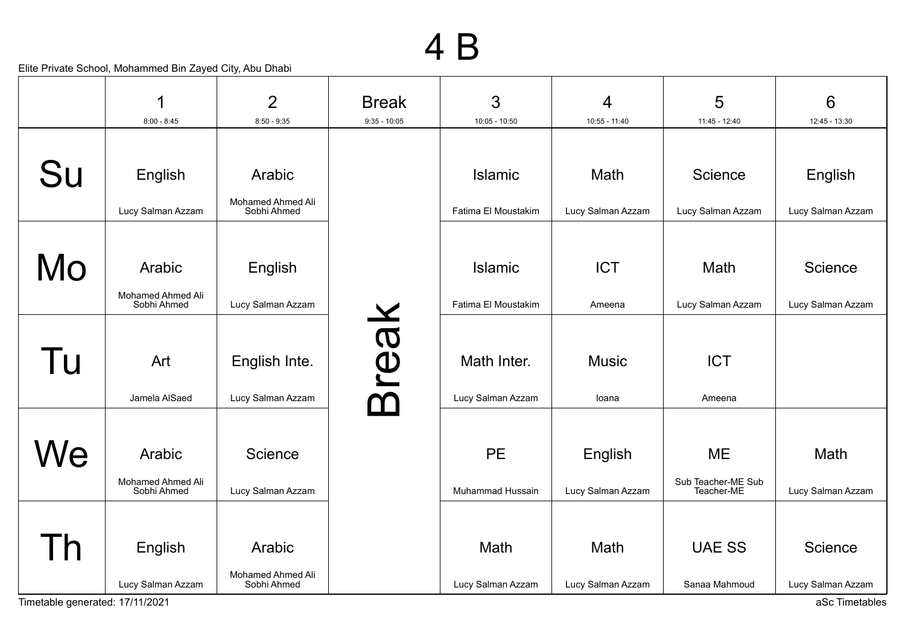# 4 B

Elite Private School, Mohammed Bin Zayed City, Abu Dhabi

| | 1<br>8:00 - 8:45 | 2<br>8:50 - 9:35 | Break<br>9:35 - 10:05 | 3<br>10:05 - 10:50 | 4<br>10:55 - 11:40 | 5<br>11:45 - 12:40 | 6<br>12:45 - 13:30 |
|---|---|---|---|---|---|---|---|
| Su | English<br>Lucy Salman Azzam | Arabic<br>Mohamed Ahmed Ali Sobhi Ahmed | Break | Islamic<br>Fatima El Moustakim | Math<br>Lucy Salman Azzam | Science<br>Lucy Salman Azzam | English<br>Lucy Salman Azzam |
| Mo | Arabic<br>Mohamed Ahmed Ali Sobhi Ahmed | English<br>Lucy Salman Azzam | Break | Islamic<br>Fatima El Moustakim | ICT<br>Ameena | Math<br>Lucy Salman Azzam | Science<br>Lucy Salman Azzam |
| Tu | Art<br>Jamela AlSaed | English Inte.<br>Lucy Salman Azzam | Break | Math Inter.<br>Lucy Salman Azzam | Music<br>Ioana | ICT<br>Ameena | |
| We | Arabic<br>Mohamed Ahmed Ali Sobhi Ahmed | Science<br>Lucy Salman Azzam | Break | PE<br>Muhammad Hussain | English<br>Lucy Salman Azzam | ME<br>Sub Teacher-ME Sub Teacher-ME | Math<br>Lucy Salman Azzam |
| Th | English<br>Lucy Salman Azzam | Arabic<br>Mohamed Ahmed Ali Sobhi Ahmed | Break | Math<br>Lucy Salman Azzam | Math<br>Lucy Salman Azzam | UAE SS<br>Sanaa Mahmoud | Science<br>Lucy Salman Azzam |

Timetable generated: 17/11/2021

aSc Timetables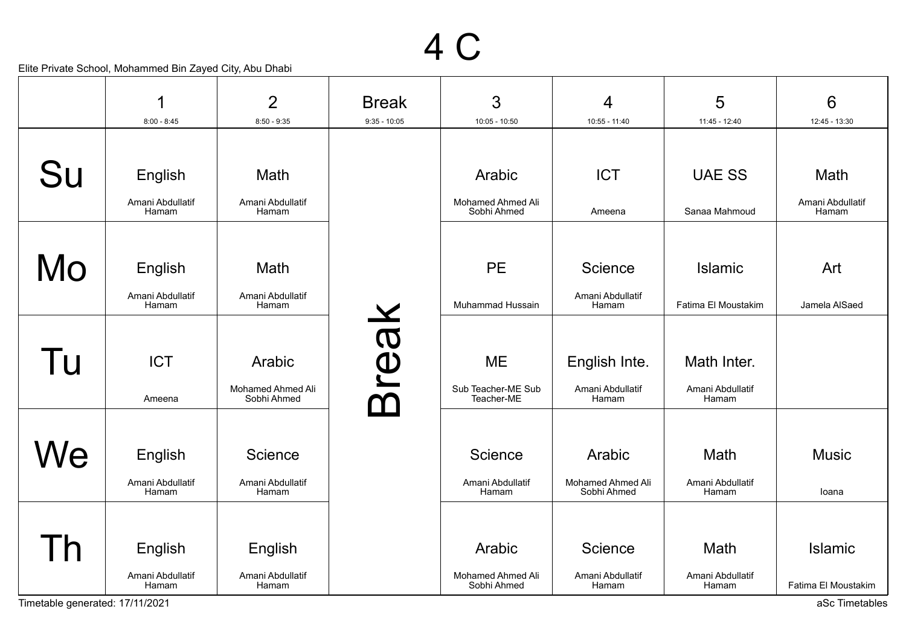# 4 C

Elite Private School, Mohammed Bin Zayed City, Abu Dhabi

| | 1<br>8:00 - 8:45 | 2<br>8:50 - 9:35 | Break<br>9:35 - 10:05 | 3<br>10:05 - 10:50 | 4<br>10:55 - 11:40 | 5<br>11:45 - 12:40 | 6<br>12:45 - 13:30 |
|---|---|---|---|---|---|---|---|
| Su | English<br>Amani Abdullatif Hamam | Math<br>Amani Abdullatif Hamam | Break | Arabic<br>Mohamed Ahmed Ali Sobhi Ahmed | ICT<br>Ameena | UAE SS<br>Sanaa Mahmoud | Math<br>Amani Abdullatif Hamam |
| Mo | English<br>Amani Abdullatif Hamam | Math<br>Amani Abdullatif Hamam | Break | PE<br>Muhammad Hussain | Science<br>Amani Abdullatif Hamam | Islamic<br>Fatima El Moustakim | Art<br>Jamela AlSaed |
| Tu | ICT<br>Ameena | Arabic<br>Mohamed Ahmed Ali Sobhi Ahmed | Break | ME<br>Sub Teacher-ME Sub Teacher-ME | English Inte.<br>Amani Abdullatif Hamam | Math Inter.<br>Amani Abdullatif Hamam | |
| We | English<br>Amani Abdullatif Hamam | Science<br>Amani Abdullatif Hamam | Break | Science<br>Amani Abdullatif Hamam | Arabic<br>Mohamed Ahmed Ali Sobhi Ahmed | Math<br>Amani Abdullatif Hamam | Music<br>Ioana |
| Th | English<br>Amani Abdullatif Hamam | English<br>Amani Abdullatif Hamam | Break | Arabic<br>Mohamed Ahmed Ali Sobhi Ahmed | Science<br>Amani Abdullatif Hamam | Math<br>Amani Abdullatif Hamam | Islamic<br>Fatima El Moustakim |

Timetable generated: 17/11/2021

aSc Timetables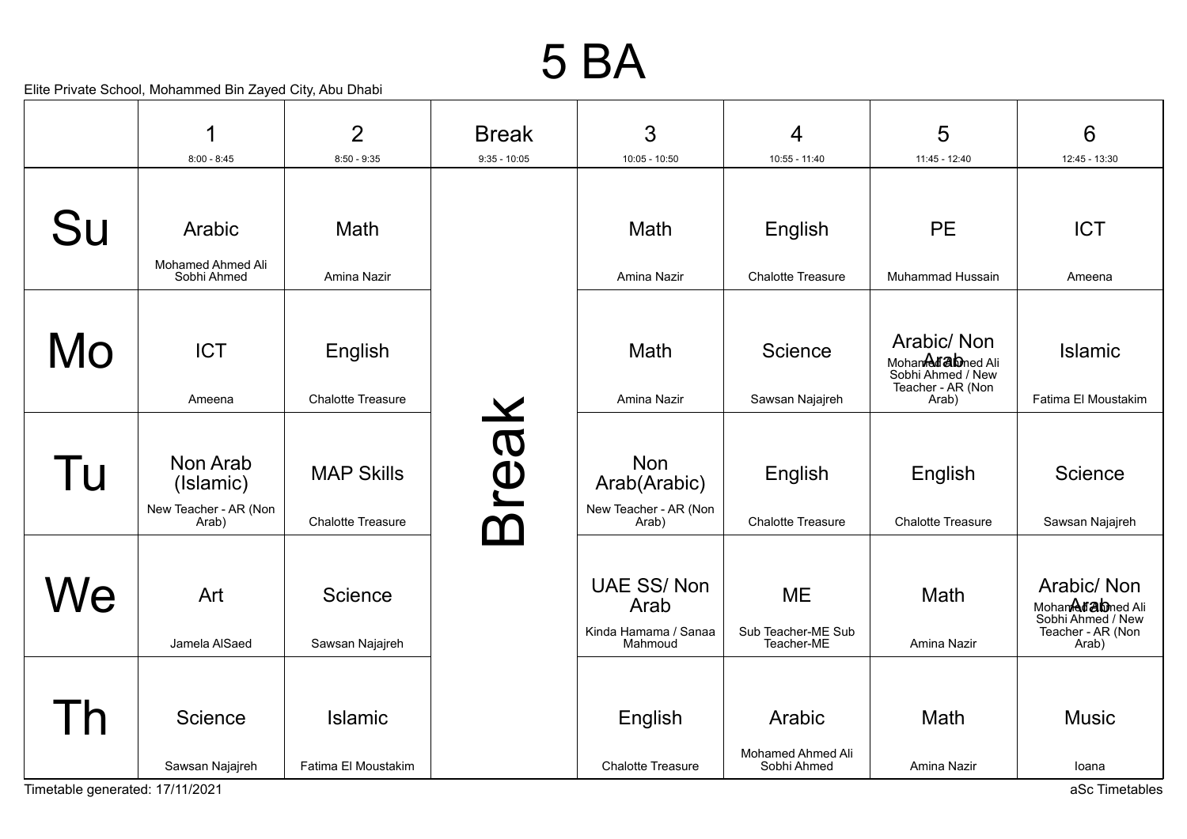# 5 BA

Elite Private School, Mohammed Bin Zayed City, Abu Dhabi

| | 1<br>8:00 - 8:45 | 2<br>8:50 - 9:35 | Break<br>9:35 - 10:05 | 3<br>10:05 - 10:50 | 4<br>10:55 - 11:40 | 5<br>11:45 - 12:40 | 6<br>12:45 - 13:30 |
|---|---|---|---|---|---|---|---|
| Su | Arabic<br>Mohamed Ahmed Ali Sobhi Ahmed | Math<br>Amina Nazir | Break | Math<br>Amina Nazir | English<br>Chalotte Treasure | PE<br>Muhammad Hussain | ICT<br>Ameena |
| Mo | ICT<br>Ameena | English<br>Chalotte Treasure | | Math<br>Amina Nazir | Science<br>Sawsan Najajreh | Arabic/ Non Arab<br>Mohamed Ahmed Ali Sobhi Ahmed / New Teacher - AR (Non Arab) | Islamic<br>Fatima El Moustakim |
| Tu | Non Arab (Islamic)<br>New Teacher - AR (Non Arab) | MAP Skills<br>Chalotte Treasure | | Non Arab(Arabic)<br>New Teacher - AR (Non Arab) | English<br>Chalotte Treasure | English<br>Chalotte Treasure | Science<br>Sawsan Najajreh |
| We | Art<br>Jamela AlSaed | Science<br>Sawsan Najajreh | | UAE SS/ Non Arab<br>Kinda Hamama / Sanaa Mahmoud | ME<br>Sub Teacher-ME Sub Teacher-ME | Math<br>Amina Nazir | Arabic/ Non Arab<br>Mohamed Ahmed Ali Sobhi Ahmed / New Teacher - AR (Non Arab) |
| Th | Science<br>Sawsan Najajreh | Islamic<br>Fatima El Moustakim | | English<br>Chalotte Treasure | Arabic<br>Mohamed Ahmed Ali Sobhi Ahmed | Math<br>Amina Nazir | Music<br>Ioana |

Timetable generated: 17/11/2021

aSc Timetables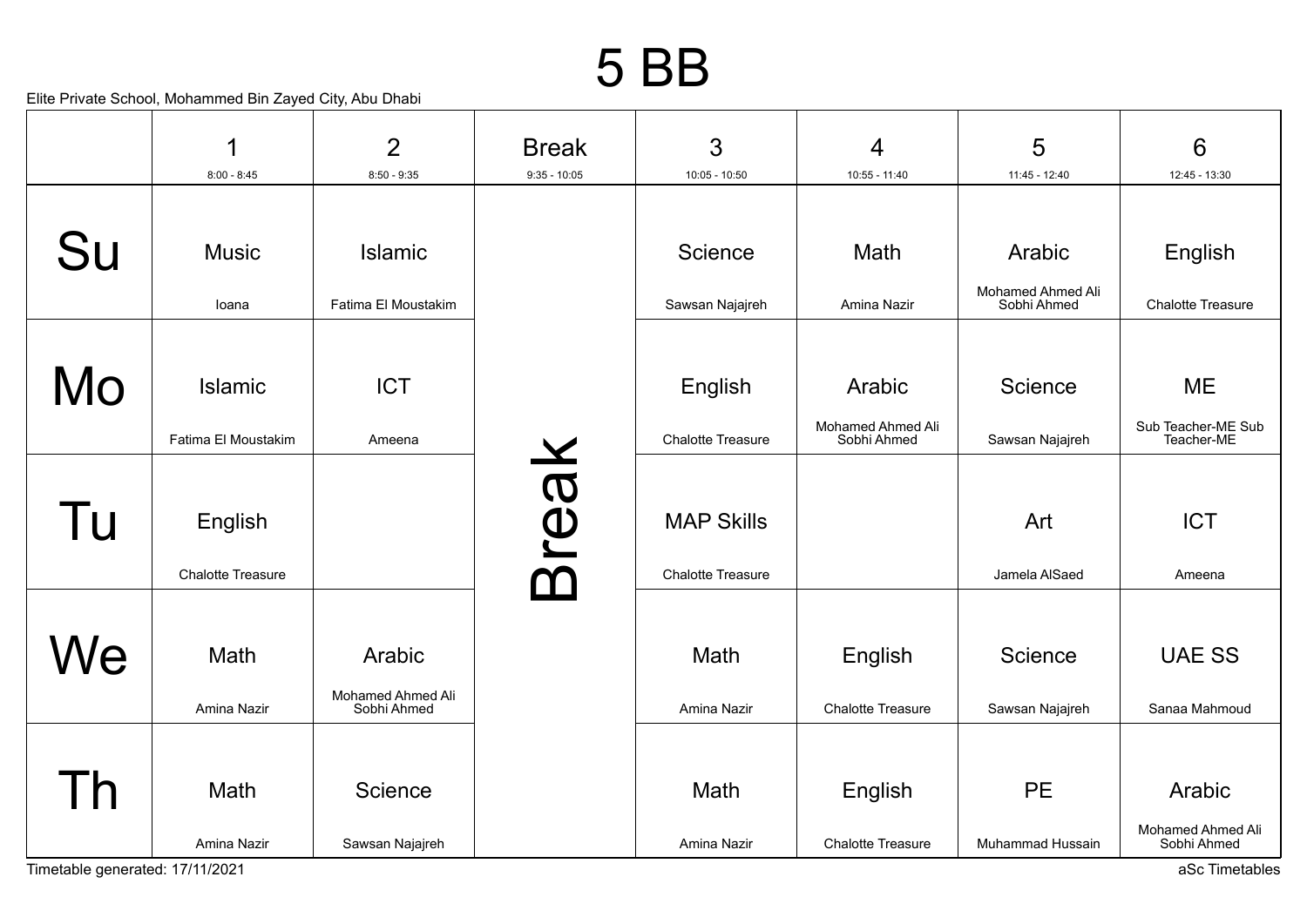# 5 BB

Elite Private School, Mohammed Bin Zayed City, Abu Dhabi

| | 1<br>8:00 - 8:45 | 2<br>8:50 - 9:35 | Break<br>9:35 - 10:05 | 3<br>10:05 - 10:50 | 4<br>10:55 - 11:40 | 5<br>11:45 - 12:40 | 6<br>12:45 - 13:30 |
|---|---|---|---|---|---|---|---|
| Su | Music<br>Ioana | Islamic<br>Fatima El Moustakim | Break | Science<br>Sawsan Najajreh | Math<br>Amina Nazir | Arabic<br>Mohamed Ahmed Ali Sobhi Ahmed | English<br>Chalotte Treasure |
| Mo | Islamic<br>Fatima El Moustakim | ICT<br>Ameena | Break | English<br>Chalotte Treasure | Arabic<br>Mohamed Ahmed Ali Sobhi Ahmed | Science<br>Sawsan Najajreh | ME<br>Sub Teacher-ME Sub Teacher-ME |
| Tu | English<br>Chalotte Treasure | | Break | MAP Skills<br>Chalotte Treasure | | Art<br>Jamela AlSaed | ICT<br>Ameena |
| We | Math<br>Amina Nazir | Arabic<br>Mohamed Ahmed Ali Sobhi Ahmed | Break | Math<br>Amina Nazir | English<br>Chalotte Treasure | Science<br>Sawsan Najajreh | UAE SS<br>Sanaa Mahmoud |
| Th | Math<br>Amina Nazir | Science<br>Sawsan Najajreh | Break | Math<br>Amina Nazir | English<br>Chalotte Treasure | PE<br>Muhammad Hussain | Arabic<br>Mohamed Ahmed Ali Sobhi Ahmed |

Timetable generated: 17/11/2021

aSc Timetables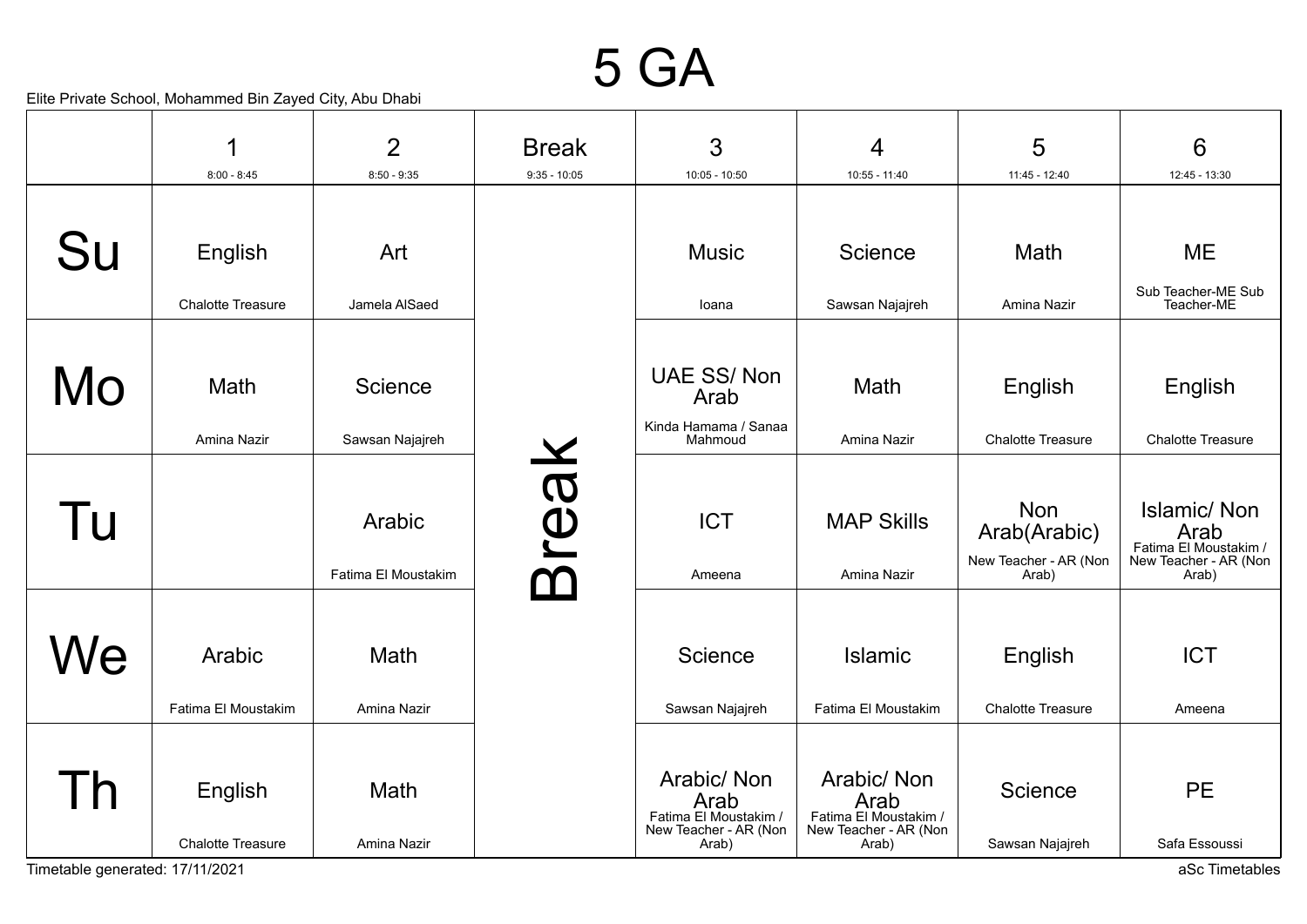# 5 GA

Elite Private School, Mohammed Bin Zayed City, Abu Dhabi

| | 1<br>8:00 - 8:45 | 2<br>8:50 - 9:35 | Break<br>9:35 - 10:05 | 3<br>10:05 - 10:50 | 4<br>10:55 - 11:40 | 5<br>11:45 - 12:40 | 6<br>12:45 - 13:30 |
|---|---|---|---|---|---|---|---|
| Su | English<br>Chalotte Treasure | Art<br>Jamela AlSaed | Break | Music<br>Ioana | Science<br>Sawsan Najajreh | Math<br>Amina Nazir | ME<br>Sub Teacher-ME Sub Teacher-ME |
| Mo | Math<br>Amina Nazir | Science<br>Sawsan Najajreh | Break | UAE SS/ Non Arab<br>Kinda Hamama / Sanaa Mahmoud | Math<br>Amina Nazir | English<br>Chalotte Treasure | English<br>Chalotte Treasure |
| Tu | | Arabic<br>Fatima El Moustakim | Break | ICT<br>Ameena | MAP Skills<br>Amina Nazir | Non Arab(Arabic)<br>New Teacher - AR (Non Arab) | Islamic/ Non Arab<br>Fatima El Moustakim / New Teacher - AR (Non Arab) |
| We | Arabic<br>Fatima El Moustakim | Math<br>Amina Nazir | Break | Science<br>Sawsan Najajreh | Islamic<br>Fatima El Moustakim | English<br>Chalotte Treasure | ICT<br>Ameena |
| Th | English<br>Chalotte Treasure | Math<br>Amina Nazir | Break | Arabic/ Non Arab<br>Fatima El Moustakim / New Teacher - AR (Non Arab) | Arabic/ Non Arab<br>Fatima El Moustakim / New Teacher - AR (Non Arab) | Science<br>Sawsan Najajreh | PE<br>Safa Essoussi |

Timetable generated: 17/11/2021

aSc Timetables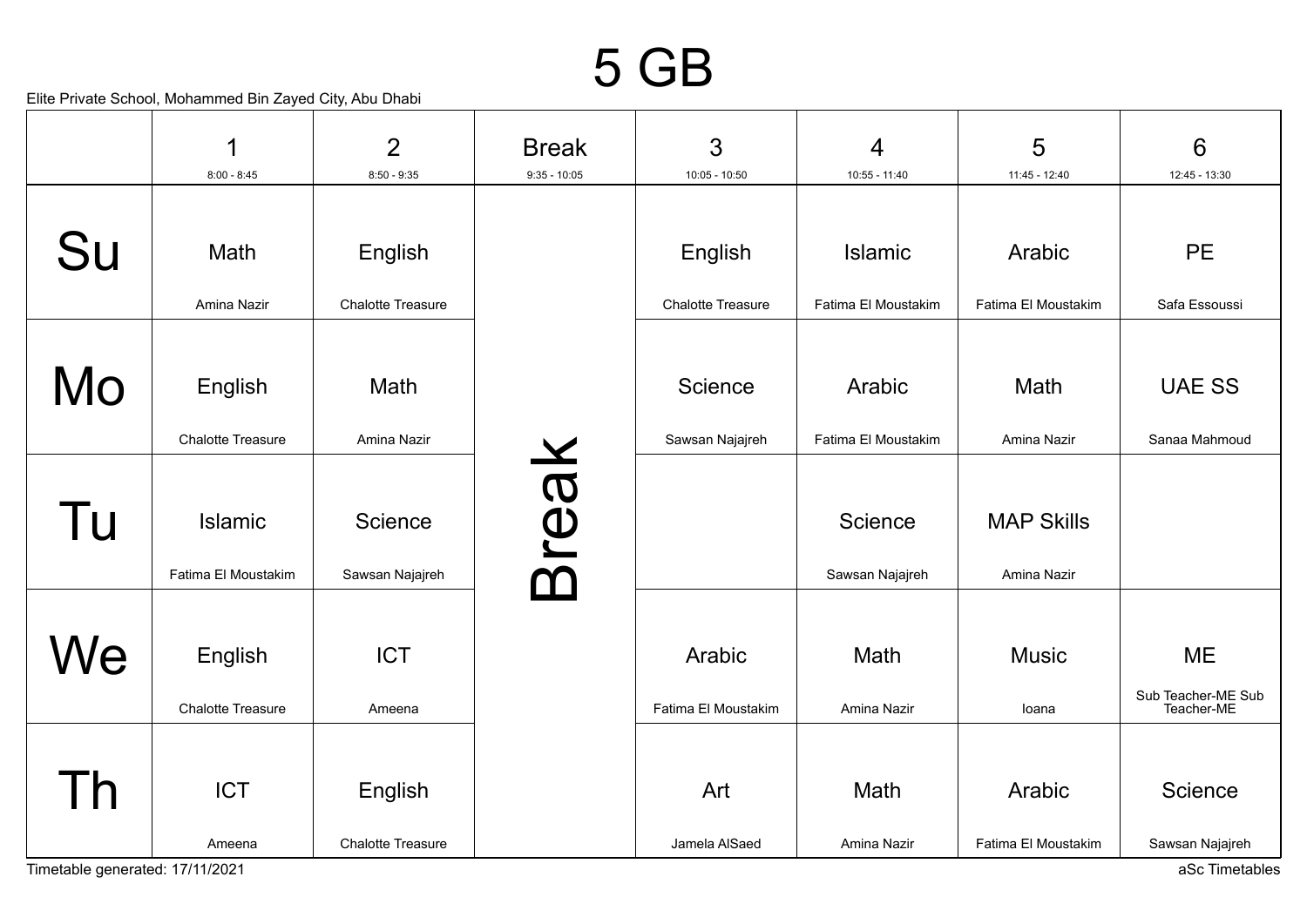# 5 GB

Elite Private School, Mohammed Bin Zayed City, Abu Dhabi

| | 1<br>8:00 - 8:45 | 2<br>8:50 - 9:35 | Break<br>9:35 - 10:05 | 3<br>10:05 - 10:50 | 4<br>10:55 - 11:40 | 5<br>11:45 - 12:40 | 6<br>12:45 - 13:30 |
|---|---|---|---|---|---|---|---|
| Su | Math<br>Amina Nazir | English<br>Chalotte Treasure | Break | English<br>Chalotte Treasure | Islamic<br>Fatima El Moustakim | Arabic<br>Fatima El Moustakim | PE<br>Safa Essoussi |
| Mo | English<br>Chalotte Treasure | Math<br>Amina Nazir | Break | Science<br>Sawsan Najajreh | Arabic<br>Fatima El Moustakim | Math<br>Amina Nazir | UAE SS<br>Sanaa Mahmoud |
| Tu | Islamic<br>Fatima El Moustakim | Science<br>Sawsan Najajreh | Break | | Science<br>Sawsan Najajreh | MAP Skills<br>Amina Nazir | |
| We | English<br>Chalotte Treasure | ICT<br>Ameena | Break | Arabic<br>Fatima El Moustakim | Math<br>Amina Nazir | Music<br>Ioana | ME<br>Sub Teacher-ME Sub Teacher-ME |
| Th | ICT<br>Ameena | English<br>Chalotte Treasure | Break | Art<br>Jamela AlSaed | Math<br>Amina Nazir | Arabic<br>Fatima El Moustakim | Science<br>Sawsan Najajreh |

Timetable generated: 17/11/2021

aSc Timetables